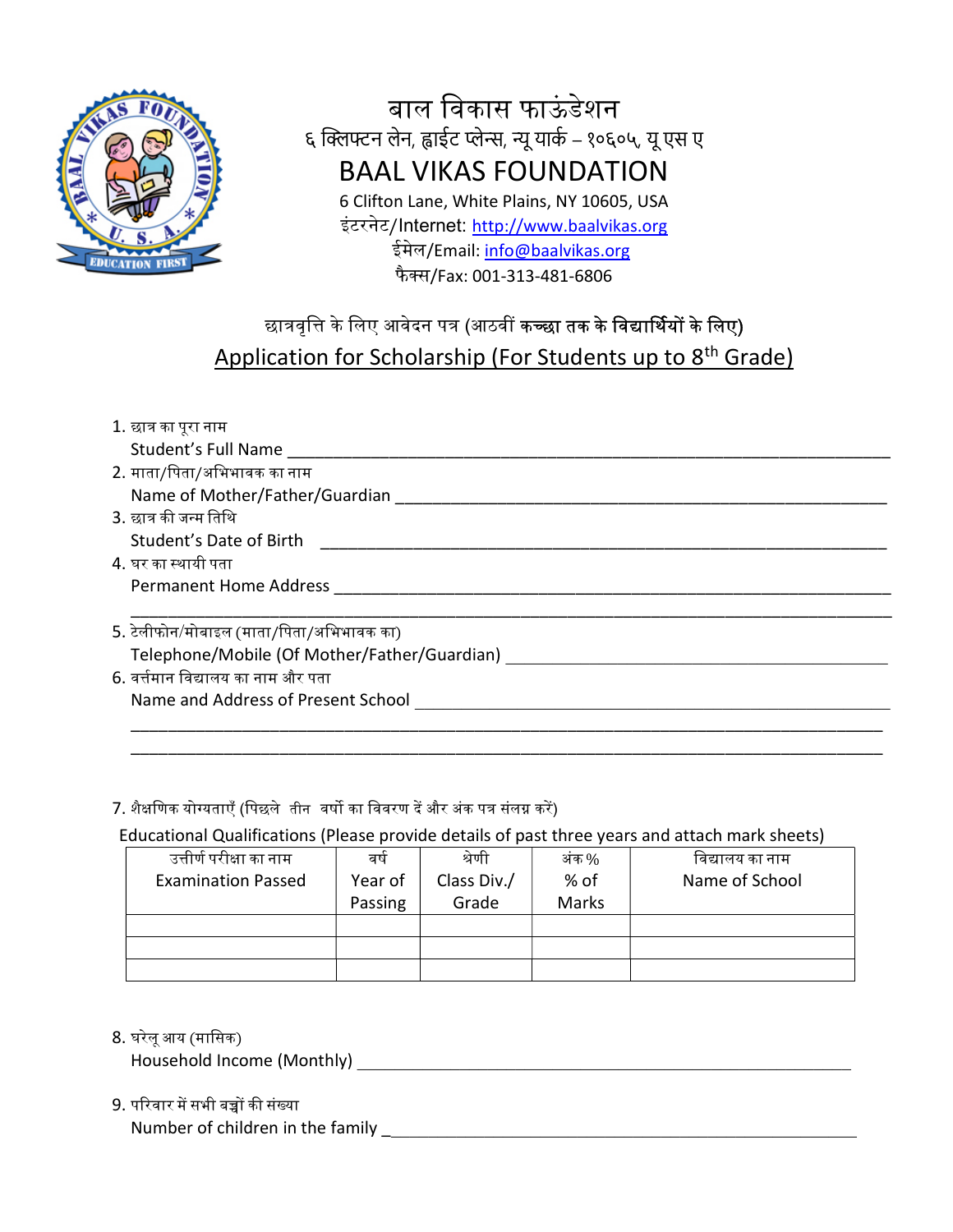# बाल विकास फाऊंडेशन

६ क्लिफ्टन लेन, ह्वाईट प्लेन्स, न्यू यार्क – १०६०५, यू एस ए

# BAAL VIKAS FOUNDATION

6 Clifton Lane, White Plains, NY 10605, USA

इंटरनेट/Internet: http://www.baalvikas.org

ईमेल/Email: info@baalvikas.org

फैक्स/Fax: 001-313-481-6806

## छात्रवृत्ति के लिए आवेदन पत्र (आठवीं कच्छा तक के विद्यार्थियों के लिए)

## Application for Scholarship (For Students up to 8th Grade)

1. छात्र का पूरा नाम
   Student's Full Name ______________________________________________
2. माता/पिता/अभिभावक का नाम
   Name of Mother/Father/Guardian ______________________________________________
3. छात्र की जन्म तिथि
   Student's Date of Birth ______________________________________________
4. घर का स्थायी पता
   Permanent Home Address ______________________________________________
   ______________________________________________
5. टेलीफोन/मोबाइल (माता/पिता/अभिभावक का)
   Telephone/Mobile (Of Mother/Father/Guardian) ______________________________________________
6. वर्त्तमान विद्यालय का नाम और पता
   Name and Address of Present School ______________________________________________
   ______________________________________________
   ______________________________________________

7. शैक्षणिक योग्यताएँ (पिछले तीन वर्षो का विवरण दें और अंक पत्र संलग्न करें)
   Educational Qualifications (Please provide details of past three years and attach mark sheets)

| उत्तीर्ण परीक्षा का नाम Examination Passed | वर्ष Year of Passing | श्रेणी Class Div./ Grade | अंक % % of Marks | विद्यालय का नाम Name of School |
|---|---|---|---|---|
| | | | | |
| | | | | |
| | | | | |

8. घरेलू आय (मासिक)
   Household Income (Monthly) ______________________________________________

9. परिवार में सभी बच्चों की संख्या
   Number of children in the family ______________________________________________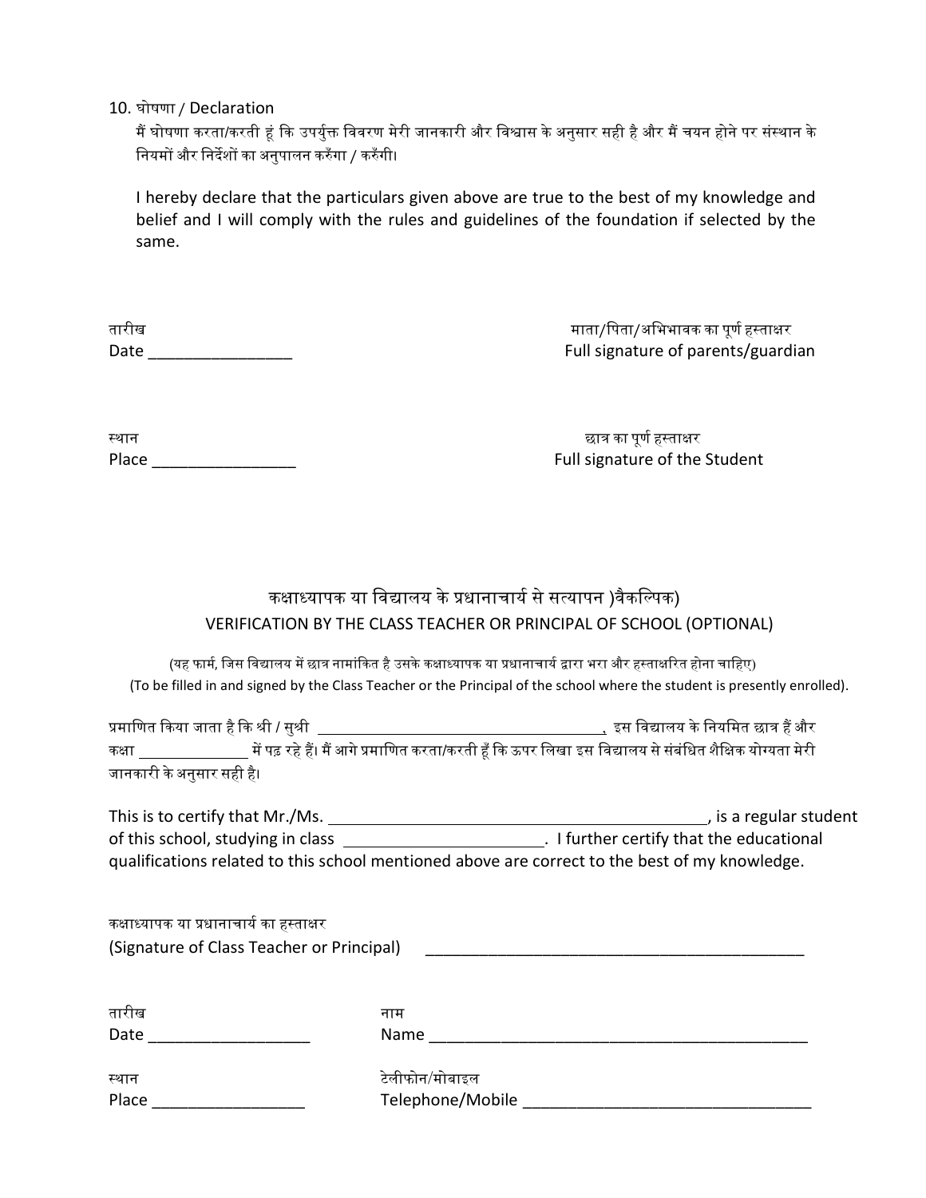10. घोषणा / Declaration

मैं घोषणा करता/करती हूं कि उपर्युक्त विवरण मेरी जानकारी और विश्वास के अनुसार सही है और मैं चयन होने पर संस्थान के नियमों और निर्देशों का अनुपालन करुँगा / करुँगी।

I hereby declare that the particulars given above are true to the best of my knowledge and belief and I will comply with the rules and guidelines of the foundation if selected by the same.

तारीख
Date ________________

माता/पिता/अभिभावक का पूर्ण हस्ताक्षर
Full signature of parents/guardian

स्थान
Place ________________

छात्र का पूर्ण हस्ताक्षर
Full signature of the Student

## कक्षाध्यापक या विद्यालय के प्रधानाचार्य से सत्यापन )वैकल्पिक)
## VERIFICATION BY THE CLASS TEACHER OR PRINCIPAL OF SCHOOL (OPTIONAL)

(यह फार्म, जिस विद्यालय में छात्र नामांकित है उसके कक्षाध्यापक या प्रधानाचार्य द्वारा भरा और हस्ताक्षरित होना चाहिए)
(To be filled in and signed by the Class Teacher or the Principal of the school where the student is presently enrolled).

प्रमाणित किया जाता है कि श्री / सुश्री ___________________________________, इस विद्यालय के नियमित छात्र हैं और कक्षा _____________ में पढ़ रहे हैं। मैं आगे प्रमाणित करता/करती हूँ कि ऊपर लिखा इस विद्यालय से संबंधित शैक्षिक योग्यता मेरी जानकारी के अनुसार सही है।

This is to certify that Mr./Ms. ____________________________________________, is a regular student of this school, studying in class ______________________. I further certify that the educational qualifications related to this school mentioned above are correct to the best of my knowledge.

कक्षाध्यापक या प्रधानाचार्य का हस्ताक्षर
(Signature of Class Teacher or Principal) ____________________________________________

तारीख
Date __________________

नाम
Name ____________________________________________

स्थान
Place _________________

टेलीफोन/मोबाइल
Telephone/Mobile ________________________________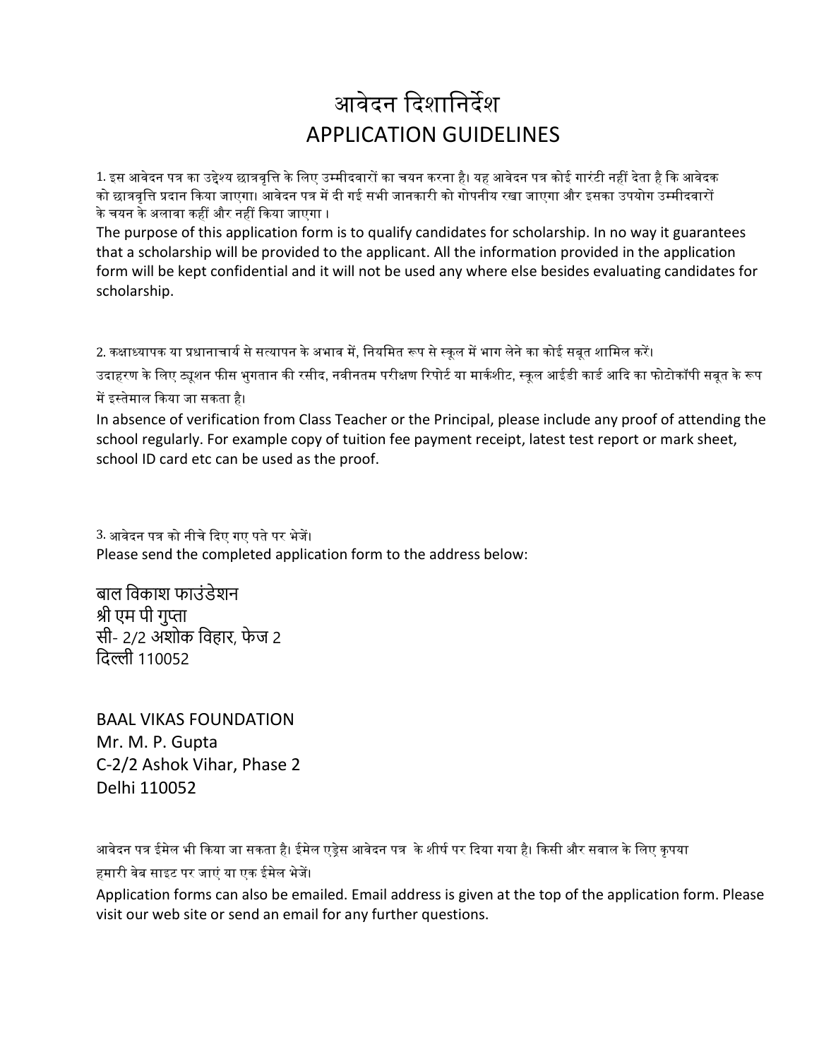# आवेदन दिशानिर्देश
# APPLICATION GUIDELINES

1. इस आवेदन पत्र का उद्देश्य छात्रवृत्ति के लिए उम्मीदवारों का चयन करना है। यह आवेदन पत्र कोई गारंटी नहीं देता है कि आवेदक को छात्रवृत्ति प्रदान किया जाएगा। आवेदन पत्र में दी गई सभी जानकारी को गोपनीय रखा जाएगा और इसका उपयोग उम्मीदवारों के चयन के अलावा कहीं और नहीं किया जाएगा।

The purpose of this application form is to qualify candidates for scholarship. In no way it guarantees that a scholarship will be provided to the applicant. All the information provided in the application form will be kept confidential and it will not be used any where else besides evaluating candidates for scholarship.

2. कक्षाध्यापक या प्रधानाचार्य से सत्यापन के अभाव में, नियमित रूप से स्कूल में भाग लेने का कोई सबूत शामिल करें। उदाहरण के लिए ट्यूशन फीस भुगतान की रसीद, नवीनतम परीक्षण रिपोर्ट या मार्कशीट, स्कूल आईडी कार्ड आदि का फोटोकॉपी सबूत के रूप में इस्तेमाल किया जा सकता है।

In absence of verification from Class Teacher or the Principal, please include any proof of attending the school regularly. For example copy of tuition fee payment receipt, latest test report or mark sheet, school ID card etc can be used as the proof.

3. आवेदन पत्र को नीचे दिए गए पते पर भेजें।

Please send the completed application form to the address below:

बाल विकाश फाउंडेशन
श्री एम पी गुप्ता
सी- 2/2 अशोक विहार, फेज 2
दिल्ली 110052

BAAL VIKAS FOUNDATION
Mr. M. P. Gupta
C-2/2 Ashok Vihar, Phase 2
Delhi 110052

आवेदन पत्र ईमेल भी किया जा सकता है। ईमेल एड्रेस आवेदन पत्र के शीर्ष पर दिया गया है। किसी और सवाल के लिए कृपया हमारी वेब साइट पर जाएं या एक ईमेल भेजें।

Application forms can also be emailed. Email address is given at the top of the application form. Please visit our web site or send an email for any further questions.